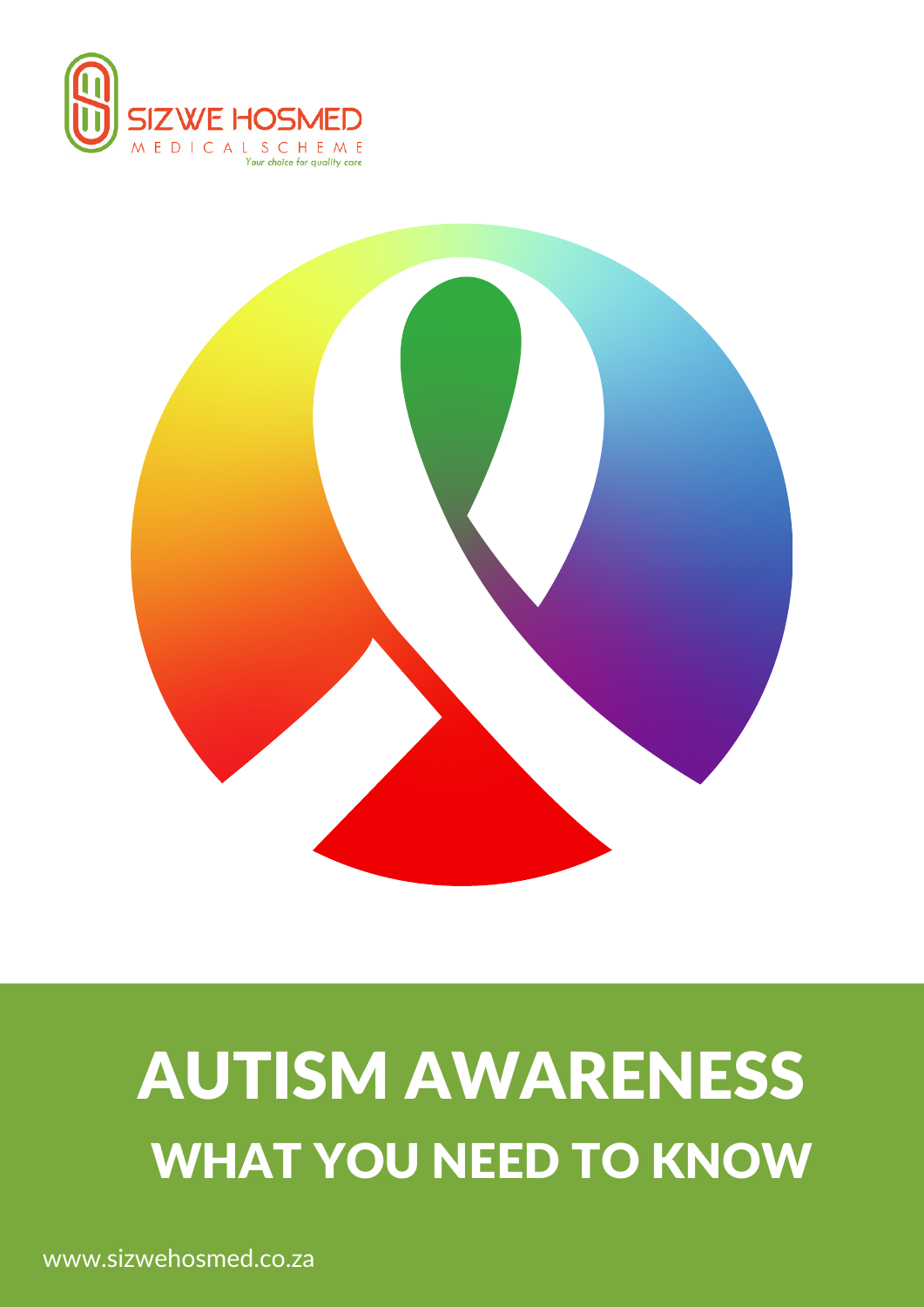SIZWE HOSMED

MEDICAL SCHEME

*Your choice for quality care*

# AUTISM AWARENESS

## WHAT YOU NEED TO KNOW

www.sizwehosmed.co.za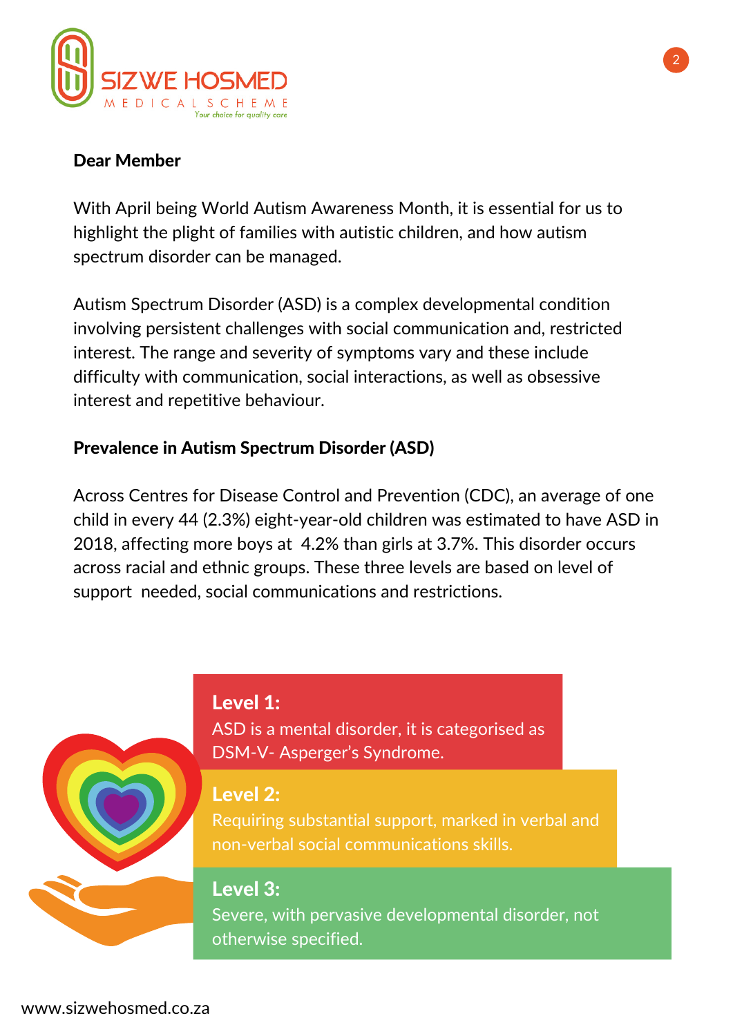**Dear Member**

With April being World Autism Awareness Month, it is essential for us to highlight the plight of families with autistic children, and how autism spectrum disorder can be managed.

Autism Spectrum Disorder (ASD) is a complex developmental condition involving persistent challenges with social communication and, restricted interest. The range and severity of symptoms vary and these include difficulty with communication, social interactions, as well as obsessive interest and repetitive behaviour.

**Prevalence in Autism Spectrum Disorder (ASD)**

Across Centres for Disease Control and Prevention (CDC), an average of one child in every 44 (2.3%) eight-year-old children was estimated to have ASD in 2018, affecting more boys at 4.2% than girls at 3.7%. This disorder occurs across racial and ethnic groups. These three levels are based on level of support needed, social communications and restrictions.

**Level 1:**
ASD is a mental disorder, it is categorised as DSM-V- Asperger's Syndrome.

**Level 2:**
Requiring substantial support, marked in verbal and non-verbal social communications skills.

**Level 3:**
Severe, with pervasive developmental disorder, not otherwise specified.

www.sizwehosmed.co.za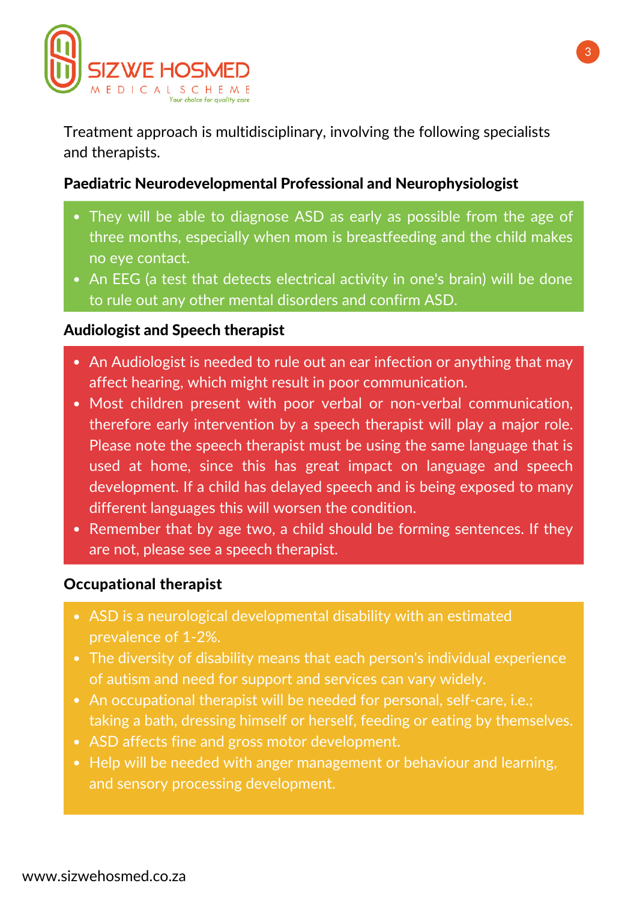Treatment approach is multidisciplinary, involving the following specialists and therapists.

**Paediatric Neurodevelopmental Professional and Neurophysiologist**

- They will be able to diagnose ASD as early as possible from the age of three months, especially when mom is breastfeeding and the child makes no eye contact.
- An EEG (a test that detects electrical activity in one's brain) will be done to rule out any other mental disorders and confirm ASD.

**Audiologist and Speech therapist**

- An Audiologist is needed to rule out an ear infection or anything that may affect hearing, which might result in poor communication.
- Most children present with poor verbal or non-verbal communication, therefore early intervention by a speech therapist will play a major role. Please note the speech therapist must be using the same language that is used at home, since this has great impact on language and speech development. If a child has delayed speech and is being exposed to many different languages this will worsen the condition.
- Remember that by age two, a child should be forming sentences. If they are not, please see a speech therapist.

**Occupational therapist**

- ASD is a neurological developmental disability with an estimated prevalence of 1-2%.
- The diversity of disability means that each person's individual experience of autism and need for support and services can vary widely.
- An occupational therapist will be needed for personal, self-care, i.e.; taking a bath, dressing himself or herself, feeding or eating by themselves.
- ASD affects fine and gross motor development.
- Help will be needed with anger management or behaviour and learning, and sensory processing development.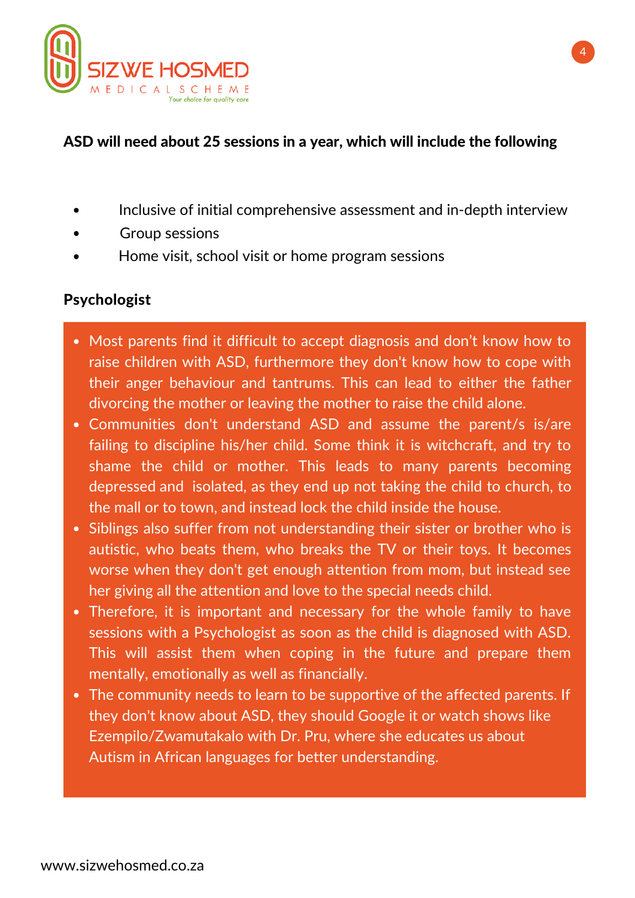**ASD will need about 25 sessions in a year, which will include the following**

- Inclusive of initial comprehensive assessment and in-depth interview
- Group sessions
- Home visit, school visit or home program sessions

**Psychologist**

- Most parents find it difficult to accept diagnosis and don't know how to raise children with ASD, furthermore they don't know how to cope with their anger behaviour and tantrums. This can lead to either the father divorcing the mother or leaving the mother to raise the child alone.
- Communities don't understand ASD and assume the parent/s is/are failing to discipline his/her child. Some think it is witchcraft, and try to shame the child or mother. This leads to many parents becoming depressed and isolated, as they end up not taking the child to church, to the mall or to town, and instead lock the child inside the house.
- Siblings also suffer from not understanding their sister or brother who is autistic, who beats them, who breaks the TV or their toys. It becomes worse when they don't get enough attention from mom, but instead see her giving all the attention and love to the special needs child.
- Therefore, it is important and necessary for the whole family to have sessions with a Psychologist as soon as the child is diagnosed with ASD. This will assist them when coping in the future and prepare them mentally, emotionally as well as financially.
- The community needs to learn to be supportive of the affected parents. If they don't know about ASD, they should Google it or watch shows like Ezempilo/Zwamutakalo with Dr. Pru, where she educates us about Autism in African languages for better understanding.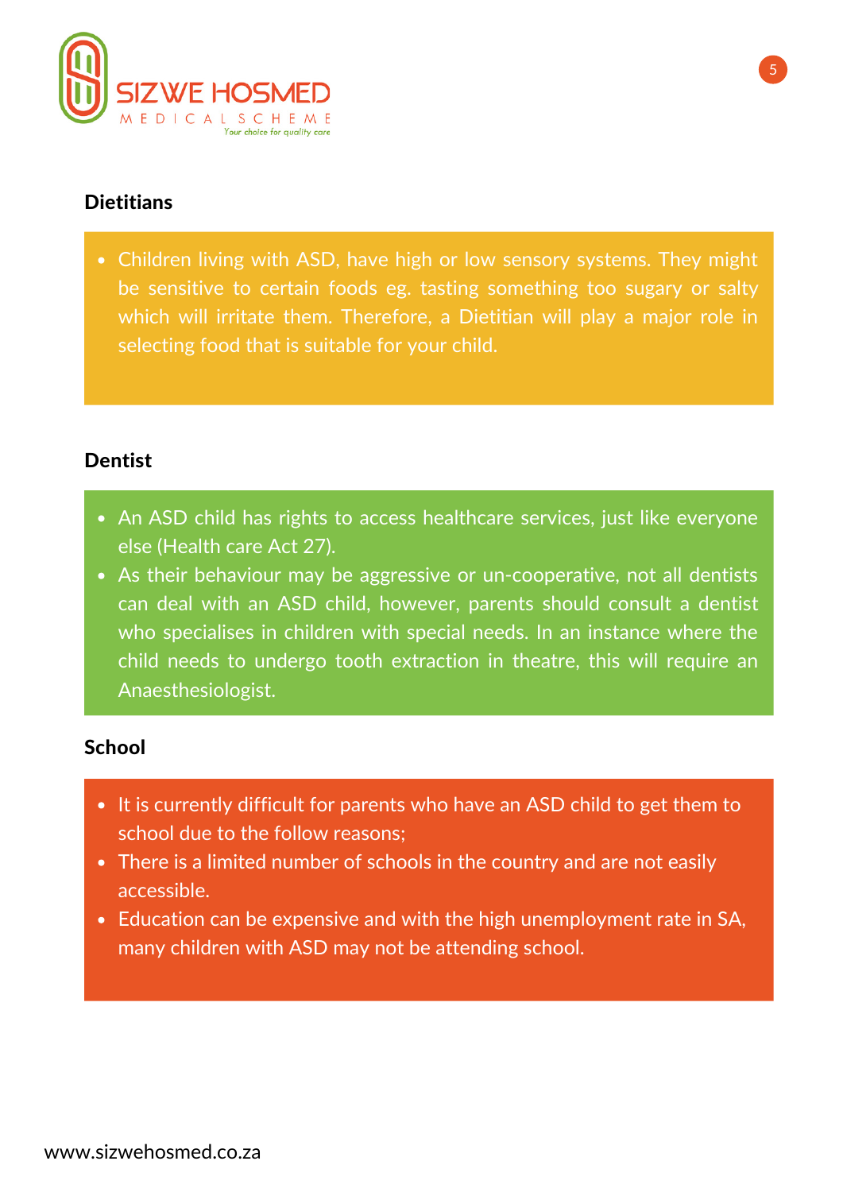### Dietitians

- Children living with ASD, have high or low sensory systems. They might be sensitive to certain foods eg. tasting something too sugary or salty which will irritate them. Therefore, a Dietitian will play a major role in selecting food that is suitable for your child.

### Dentist

- An ASD child has rights to access healthcare services, just like everyone else (Health care Act 27).
- As their behaviour may be aggressive or un-cooperative, not all dentists can deal with an ASD child, however, parents should consult a dentist who specialises in children with special needs. In an instance where the child needs to undergo tooth extraction in theatre, this will require an Anaesthesiologist.

### School

- It is currently difficult for parents who have an ASD child to get them to school due to the follow reasons;
- There is a limited number of schools in the country and are not easily accessible.
- Education can be expensive and with the high unemployment rate in SA, many children with ASD may not be attending school.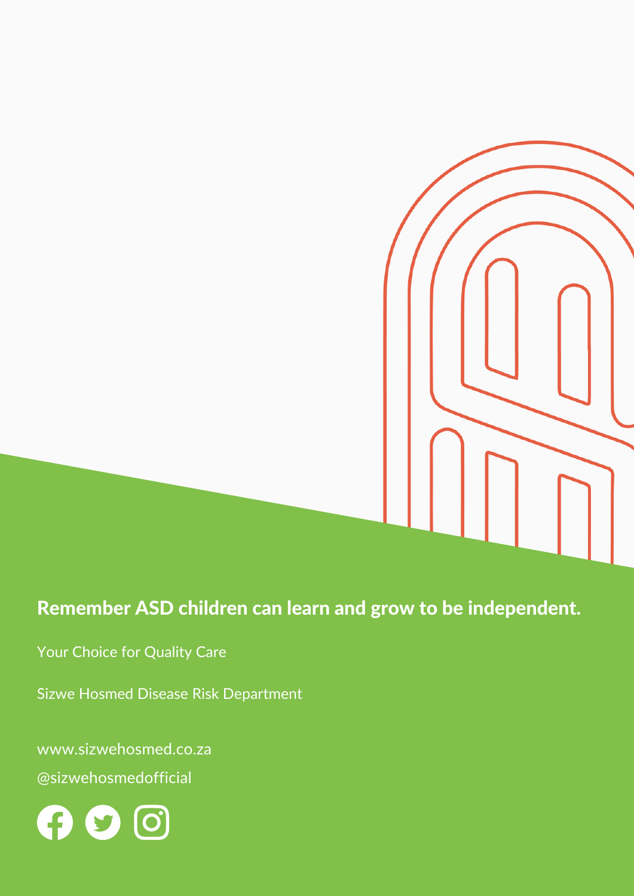**Remember ASD children can learn and grow to be independent.**

Your Choice for Quality Care

Sizwe Hosmed Disease Risk Department

www.sizwehosmed.co.za

@sizwehosmedofficial